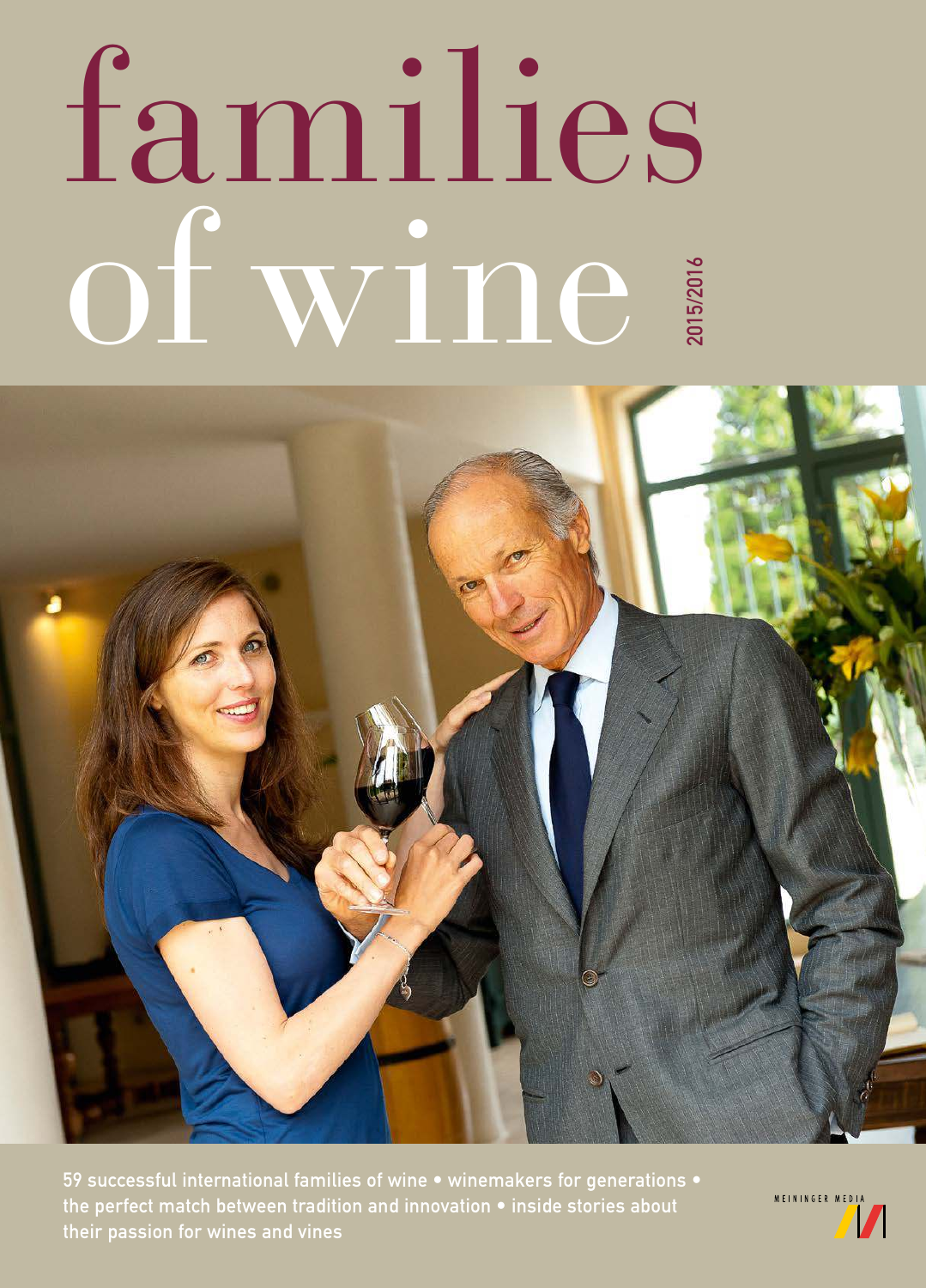# families of wine

2015/2016

59 successful international families of wine • winemakers for generations • the perfect match between tradition and innovation • inside stories about their passion for wines and vines

MEININGER MEDIA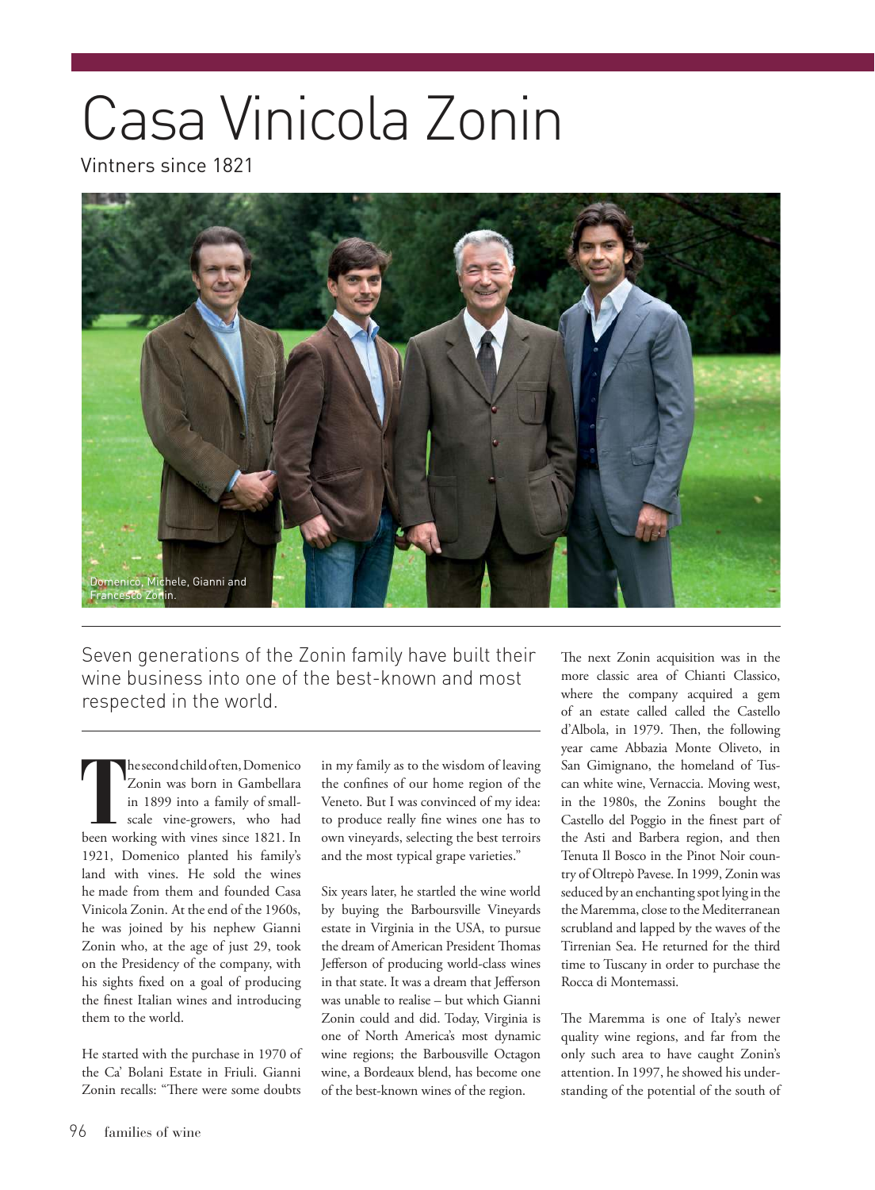# Casa Vinicola Zonin

Vintners since 1821

Domenico, Michele, Gianni and Francesco Zonin.

Seven generations of the Zonin family have built their wine business into one of the best-known and most respected in the world.

The second child of ten, Domenico Zonin was born in Gambellara in 1899 into a family of small-scale vine-growers, who had been working with vines since 1821. In 1921, Domenico planted his family's land with vines. He sold the wines he made from them and founded Casa Vinicola Zonin. At the end of the 1960s, he was joined by his nephew Gianni Zonin who, at the age of just 29, took on the Presidency of the company, with his sights fixed on a goal of producing the finest Italian wines and introducing them to the world.

He started with the purchase in 1970 of the Ca' Bolani Estate in Friuli. Gianni Zonin recalls: "There were some doubts in my family as to the wisdom of leaving the confines of our home region of the Veneto. But I was convinced of my idea: to produce really fine wines one has to own vineyards, selecting the best terroirs and the most typical grape varieties."

Six years later, he startled the wine world by buying the Barboursville Vineyards estate in Virginia in the USA, to pursue the dream of American President Thomas Jefferson of producing world-class wines in that state. It was a dream that Jefferson was unable to realise – but which Gianni Zonin could and did. Today, Virginia is one of North America's most dynamic wine regions; the Barbousville Octagon wine, a Bordeaux blend, has become one of the best-known wines of the region.

The next Zonin acquisition was in the more classic area of Chianti Classico, where the company acquired a gem of an estate called called the Castello d'Albola, in 1979. Then, the following year came Abbazia Monte Oliveto, in San Gimignano, the homeland of Tuscan white wine, Vernaccia. Moving west, in the 1980s, the Zonins bought the Castello del Poggio in the finest part of the Asti and Barbera region, and then Tenuta Il Bosco in the Pinot Noir country of Oltrepò Pavese. In 1999, Zonin was seduced by an enchanting spot lying in the the Maremma, close to the Mediterranean scrubland and lapped by the waves of the Tirrenian Sea. He returned for the third time to Tuscany in order to purchase the Rocca di Montemassi.

The Maremma is one of Italy's newer quality wine regions, and far from the only such area to have caught Zonin's attention. In 1997, he showed his understanding of the potential of the south of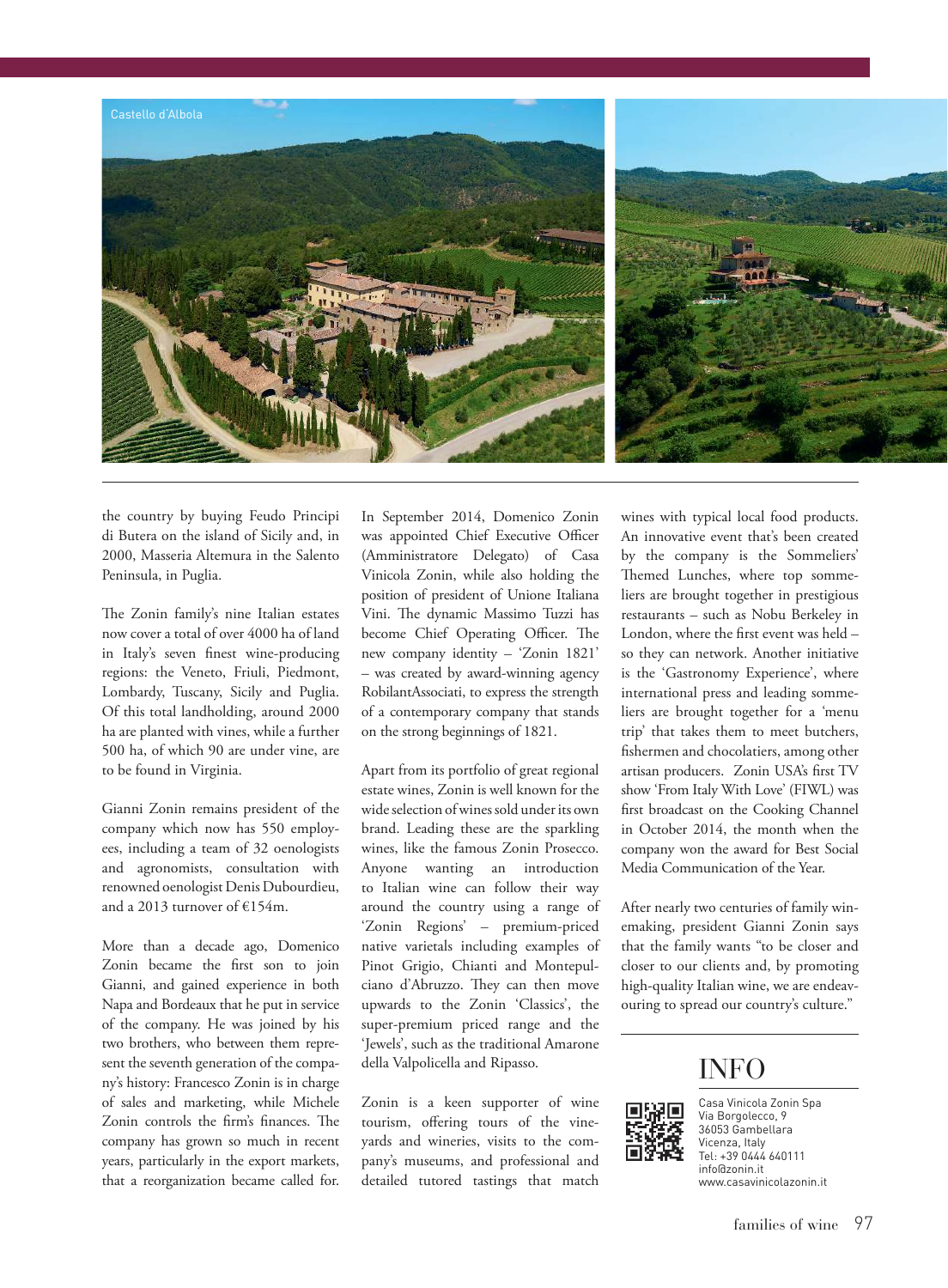Castello d'Albola

the country by buying Feudo Principi di Butera on the island of Sicily and, in 2000, Masseria Altemura in the Salento Peninsula, in Puglia.

The Zonin family's nine Italian estates now cover a total of over 4000 ha of land in Italy's seven finest wine-producing regions: the Veneto, Friuli, Piedmont, Lombardy, Tuscany, Sicily and Puglia. Of this total landholding, around 2000 ha are planted with vines, while a further 500 ha, of which 90 are under vine, are to be found in Virginia.

Gianni Zonin remains president of the company which now has 550 employees, including a team of 32 oenologists and agronomists, consultation with renowned oenologist Denis Dubourdieu, and a 2013 turnover of €154m.

More than a decade ago, Domenico Zonin became the first son to join Gianni, and gained experience in both Napa and Bordeaux that he put in service of the company. He was joined by his two brothers, who between them represent the seventh generation of the company's history: Francesco Zonin is in charge of sales and marketing, while Michele Zonin controls the firm's finances. The company has grown so much in recent years, particularly in the export markets, that a reorganization became called for.

In September 2014, Domenico Zonin was appointed Chief Executive Officer (Amministratore Delegato) of Casa Vinicola Zonin, while also holding the position of president of Unione Italiana Vini. The dynamic Massimo Tuzzi has become Chief Operating Officer. The new company identity – 'Zonin 1821' – was created by award-winning agency RobilantAssociati, to express the strength of a contemporary company that stands on the strong beginnings of 1821.

Apart from its portfolio of great regional estate wines, Zonin is well known for the wide selection of wines sold under its own brand. Leading these are the sparkling wines, like the famous Zonin Prosecco. Anyone wanting an introduction to Italian wine can follow their way around the country using a range of 'Zonin Regions' – premium-priced native varietals including examples of Pinot Grigio, Chianti and Montepulciano d'Abruzzo. They can then move upwards to the Zonin 'Classics', the super-premium priced range and the 'Jewels', such as the traditional Amarone della Valpolicella and Ripasso.

Zonin is a keen supporter of wine tourism, offering tours of the vineyards and wineries, visits to the company's museums, and professional and detailed tutored tastings that match wines with typical local food products. An innovative event that's been created by the company is the Sommeliers' Themed Lunches, where top sommeliers are brought together in prestigious restaurants – such as Nobu Berkeley in London, where the first event was held – so they can network. Another initiative is the 'Gastronomy Experience', where international press and leading sommeliers are brought together for a 'menu trip' that takes them to meet butchers, fishermen and chocolatiers, among other artisan producers. Zonin USA's first TV show 'From Italy With Love' (FIWL) was first broadcast on the Cooking Channel in October 2014, the month when the company won the award for Best Social Media Communication of the Year.

After nearly two centuries of family winemaking, president Gianni Zonin says that the family wants "to be closer and closer to our clients and, by promoting high-quality Italian wine, we are endeavouring to spread our country's culture."

## INFO

Casa Vinicola Zonin Spa
Via Borgolecco, 9
36053 Gambellara
Vicenza, Italy
Tel: +39 0444 640111
info@zonin.it
www.casavinicolazonin.it